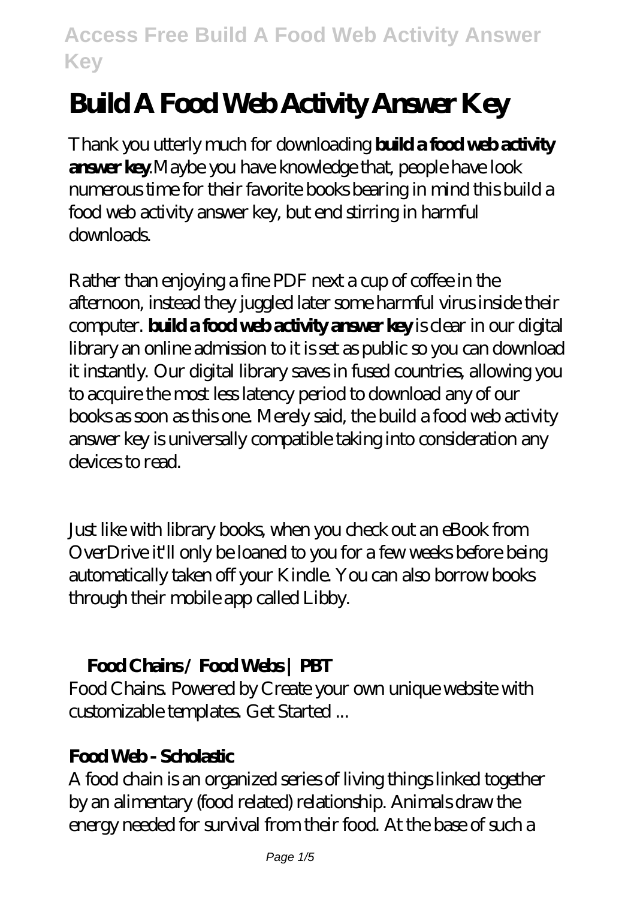# Build A Food Web Activity Answer Key

Thank you utterly much for downloading **build a food web activity answer key**.Maybe you have knowledge that, people have look numerous time for their favorite books bearing in mind this build a food web activity answer key, but end stirring in harmful downloads.

Rather than enjoying a fine PDF next a cup of coffee in the afternoon, instead they juggled later some harmful virus inside their computer. **build a food web activity answer key** is clear in our digital library an online admission to it is set as public so you can download it instantly. Our digital library saves in fused countries, allowing you to acquire the most less latency period to download any of our books as soon as this one. Merely said, the build a food web activity answer key is universally compatible taking into consideration any devices to read.

Just like with library books, when you check out an eBook from OverDrive it'll only be loaned to you for a few weeks before being automatically taken off your Kindle. You can also borrow books through their mobile app called Libby.

## Food Chains / Food Webs | PBT

Food Chains. Powered by Create your own unique website with customizable templates. Get Started ...

## Food Web - Scholastic

A food chain is an organized series of living things linked together by an alimentary (food related) relationship. Animals draw the energy needed for survival from their food. At the base of such a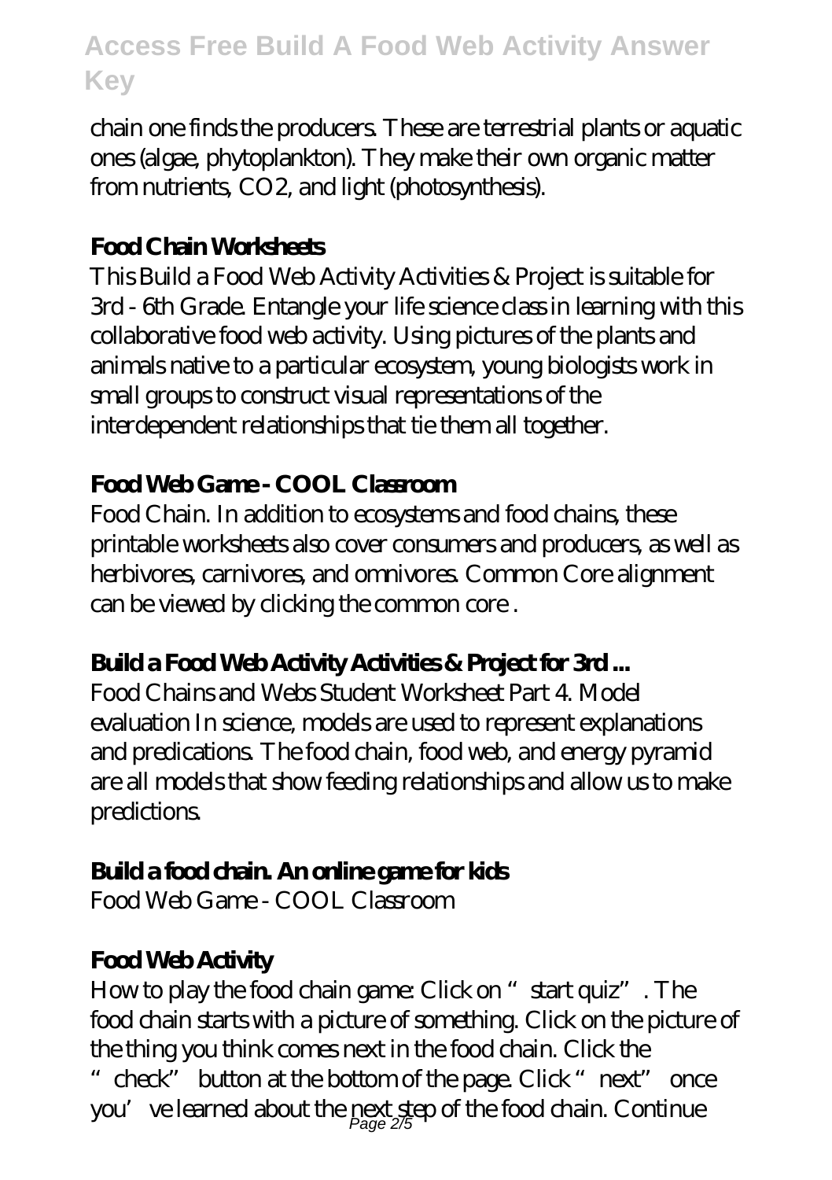chain one finds the producers. These are terrestrial plants or aquatic ones (algae, phytoplankton). They make their own organic matter from nutrients, $CO_2$, and light (photosynthesis).

### Food Chain Worksheets

This Build a Food Web Activity Activities & Project is suitable for 3rd - 6th Grade. Entangle your life science class in learning with this collaborative food web activity. Using pictures of the plants and animals native to a particular ecosystem, young biologists work in small groups to construct visual representations of the interdependent relationships that tie them all together.

### Food Web Game - COOL Classroom

Food Chain. In addition to ecosystems and food chains, these printable worksheets also cover consumers and producers, as well as herbivores, carnivores, and omnivores. Common Core alignment can be viewed by clicking the common core .

### Build a Food Web Activity Activities & Project for 3rd ...

Food Chains and Webs Student Worksheet Part 4. Model evaluation In science, models are used to represent explanations and predications. The food chain, food web, and energy pyramid are all models that show feeding relationships and allow us to make predictions.

### Build a food chain. An online game for kids

Food Web Game - COOL Classroom

### Food Web Activity

How to play the food chain game: Click on "start quiz". The food chain starts with a picture of something. Click on the picture of the thing you think comes next in the food chain. Click the "check" button at the bottom of the page. Click "next" once you've learned about the next step of the food chain. Continue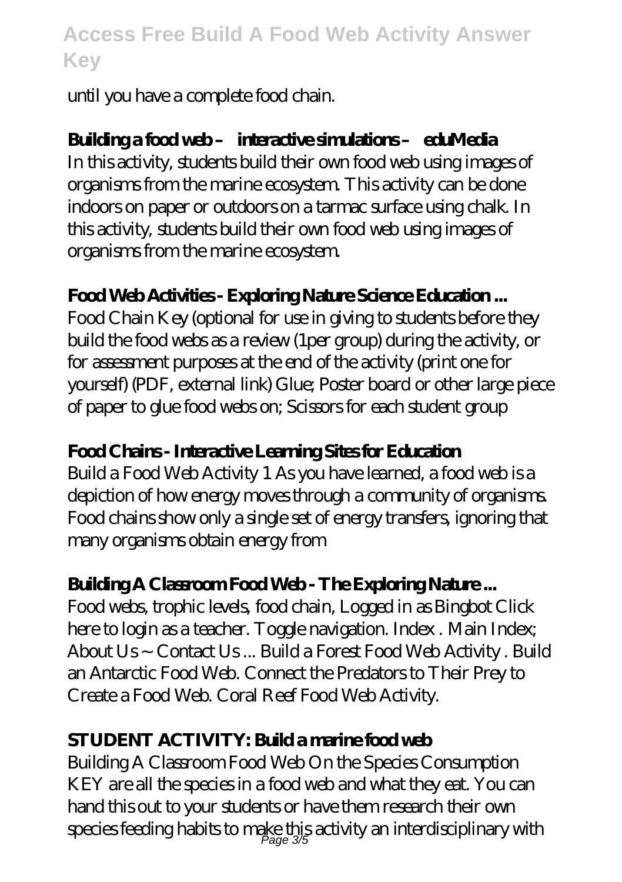until you have a complete food chain.

**Building a food web – interactive simulations – eduMedia**

In this activity, students build their own food web using images of organisms from the marine ecosystem. This activity can be done indoors on paper or outdoors on a tarmac surface using chalk. In this activity, students build their own food web using images of organisms from the marine ecosystem.

**Food Web Activities - Exploring Nature Science Education ...**

Food Chain Key (optional for use in giving to students before they build the food webs as a review (1per group) during the activity, or for assessment purposes at the end of the activity (print one for yourself) (PDF, external link) Glue; Poster board or other large piece of paper to glue food webs on; Scissors for each student group

**Food Chains - Interactive Learning Sites for Education**

Build a Food Web Activity 1 As you have learned, a food web is a depiction of how energy moves through a community of organisms. Food chains show only a single set of energy transfers, ignoring that many organisms obtain energy from

**Building A Classroom Food Web - The Exploring Nature ...**

Food webs, trophic levels, food chain, Logged in as Bingbot Click here to login as a teacher. Toggle navigation. Index . Main Index; About Us ~ Contact Us ... Build a Forest Food Web Activity . Build an Antarctic Food Web. Connect the Predators to Their Prey to Create a Food Web. Coral Reef Food Web Activity.

**STUDENT ACTIVITY: Build a marine food web**

Building A Classroom Food Web On the Species Consumption KEY are all the species in a food web and what they eat. You can hand this out to your students or have them research their own species feeding habits to make this activity an interdisciplinary with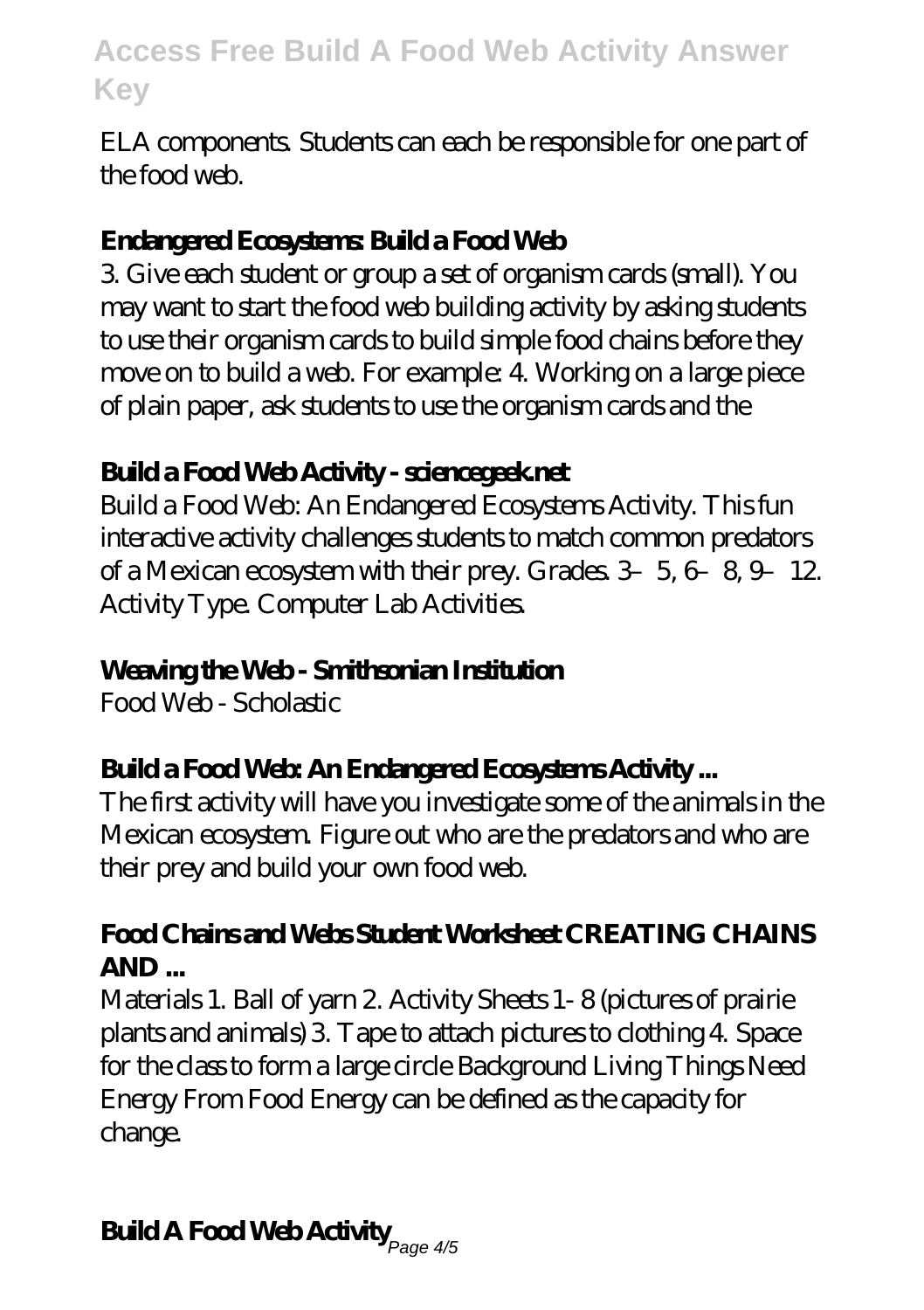ELA components. Students can each be responsible for one part of the food web.

### Endangered Ecosystems: Build a Food Web

3. Give each student or group a set of organism cards (small). You may want to start the food web building activity by asking students to use their organism cards to build simple food chains before they move on to build a web. For example: 4. Working on a large piece of plain paper, ask students to use the organism cards and the

### Build a Food Web Activity - sciencegeek.net

Build a Food Web: An Endangered Ecosystems Activity. This fun interactive activity challenges students to match common predators of a Mexican ecosystem with their prey. Grades. 3–5, 6–8, 9–12. Activity Type. Computer Lab Activities.

### Weaving the Web - Smithsonian Institution

Food Web - Scholastic

### Build a Food Web: An Endangered Ecosystems Activity ...

The first activity will have you investigate some of the animals in the Mexican ecosystem. Figure out who are the predators and who are their prey and build your own food web.

### Food Chains and Webs Student Worksheet CREATING CHAINS AND ...

Materials 1. Ball of yarn 2. Activity Sheets 1- 8 (pictures of prairie plants and animals) 3. Tape to attach pictures to clothing 4. Space for the class to form a large circle Background Living Things Need Energy From Food Energy can be defined as the capacity for change.

## Build A Food Web Activity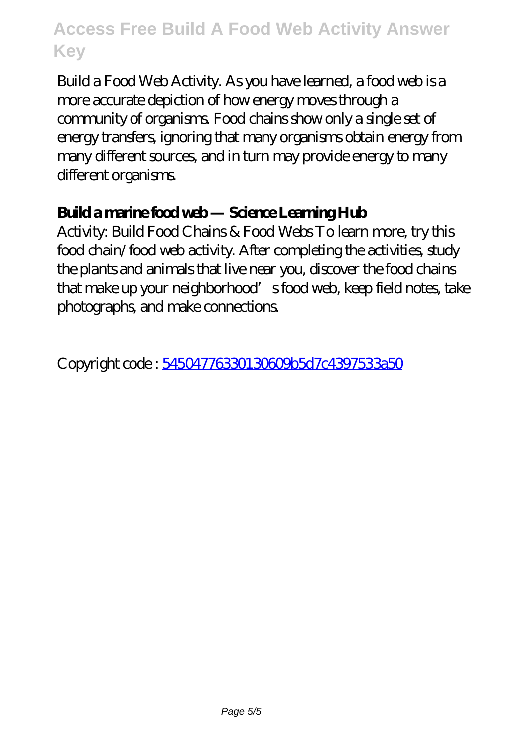Build a Food Web Activity. As you have learned, a food web is a more accurate depiction of how energy moves through a community of organisms. Food chains show only a single set of energy transfers, ignoring that many organisms obtain energy from many different sources, and in turn may provide energy to many different organisms.

**Build a marine food web — Science Learning Hub**

Activity: Build Food Chains & Food Webs To learn more, try this food chain/food web activity. After completing the activities, study the plants and animals that live near you, discover the food chains that make up your neighborhood's food web, keep field notes, take photographs, and make connections.

Copyright code : 54504776330130609b5d7c4397533a50